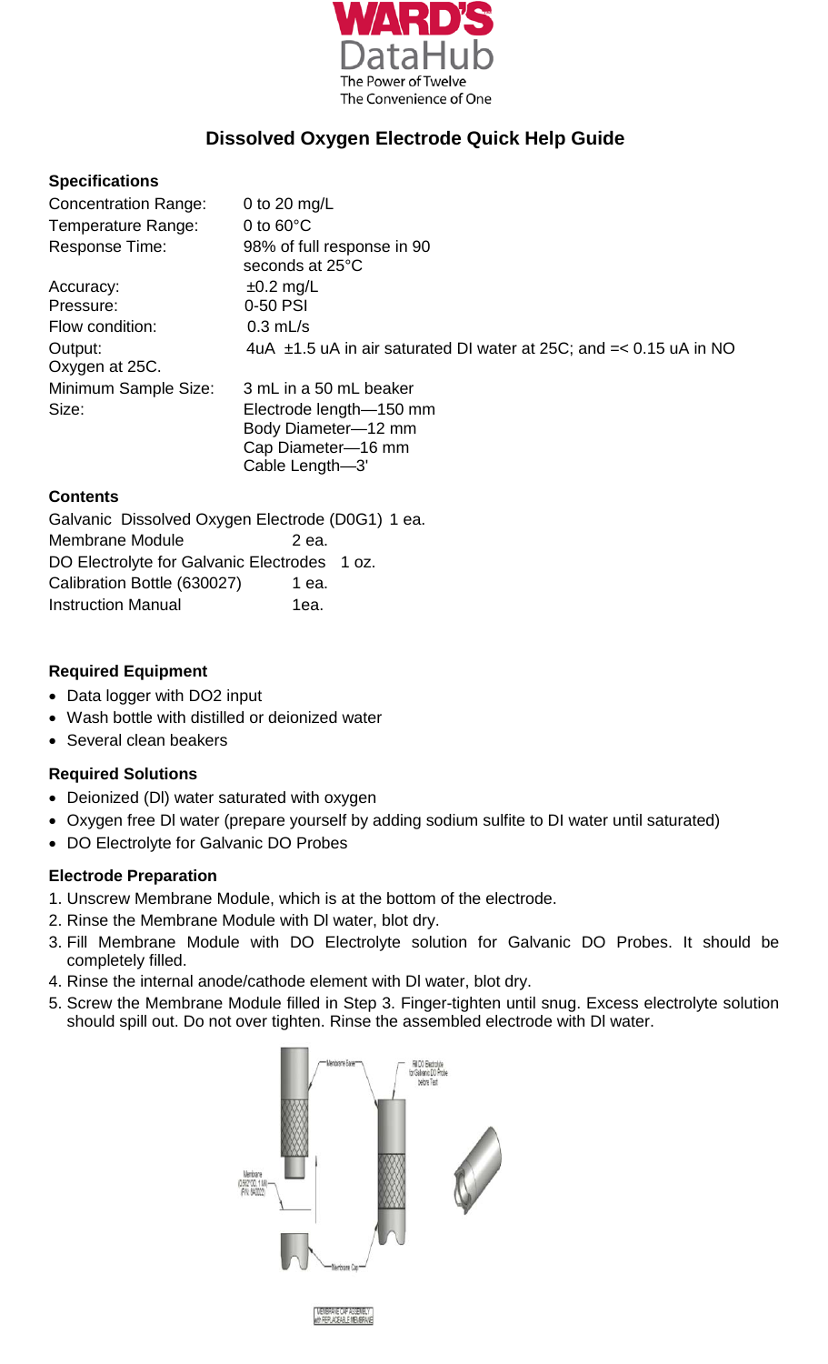WARD'S DataHub

The Power of Twelve
The Convenience of One

# Dissolved Oxygen Electrode Quick Help Guide

### Specifications

| | |
|---|---|
| Concentration Range: | 0 to 20 mg/L |
| Temperature Range: | 0 to 60°C |
| Response Time: | 98% of full response in 90 seconds at 25°C |
| Accuracy: | ±0.2 mg/L |
| Pressure: | 0-50 PSI |
| Flow condition: | 0.3 mL/s |
| Output: | 4uA ±1.5 uA in air saturated DI water at 25C; and =< 0.15 uA in NO Oxygen at 25C. |
| Minimum Sample Size: | 3 mL in a 50 mL beaker |
| Size: | Electrode length—150 mm<br>Body Diameter—12 mm<br>Cap Diameter—16 mm<br>Cable Length—3' |

### Contents

| | |
|---|---|
| Galvanic Dissolved Oxygen Electrode (D0G1) | 1 ea. |
| Membrane Module | 2 ea. |
| DO Electrolyte for Galvanic Electrodes | 1 oz. |
| Calibration Bottle (630027) | 1 ea. |
| Instruction Manual | 1ea. |

### Required Equipment

- Data logger with DO2 input
- Wash bottle with distilled or deionized water
- Several clean beakers

### Required Solutions

- Deionized (DI) water saturated with oxygen
- Oxygen free DI water (prepare yourself by adding sodium sulfite to DI water until saturated)
- DO Electrolyte for Galvanic DO Probes

### Electrode Preparation

1. Unscrew Membrane Module, which is at the bottom of the electrode.
2. Rinse the Membrane Module with DI water, blot dry.
3. Fill Membrane Module with DO Electrolyte solution for Galvanic DO Probes. It should be completely filled.
4. Rinse the internal anode/cathode element with DI water, blot dry.
5. Screw the Membrane Module filled in Step 3. Finger-tighten until snug. Excess electrolyte solution should spill out. Do not over tighten. Rinse the assembled electrode with DI water.

Membrane Base — Fill DO Electrolyte for Galvanic DO Probe before Test — Membrane (0.002"OD, 1 Mil) (P/N 840002) — Membrane Cap

MEMBRANE CAP ASSEMBLY with REPLACEABLE MEMBRANE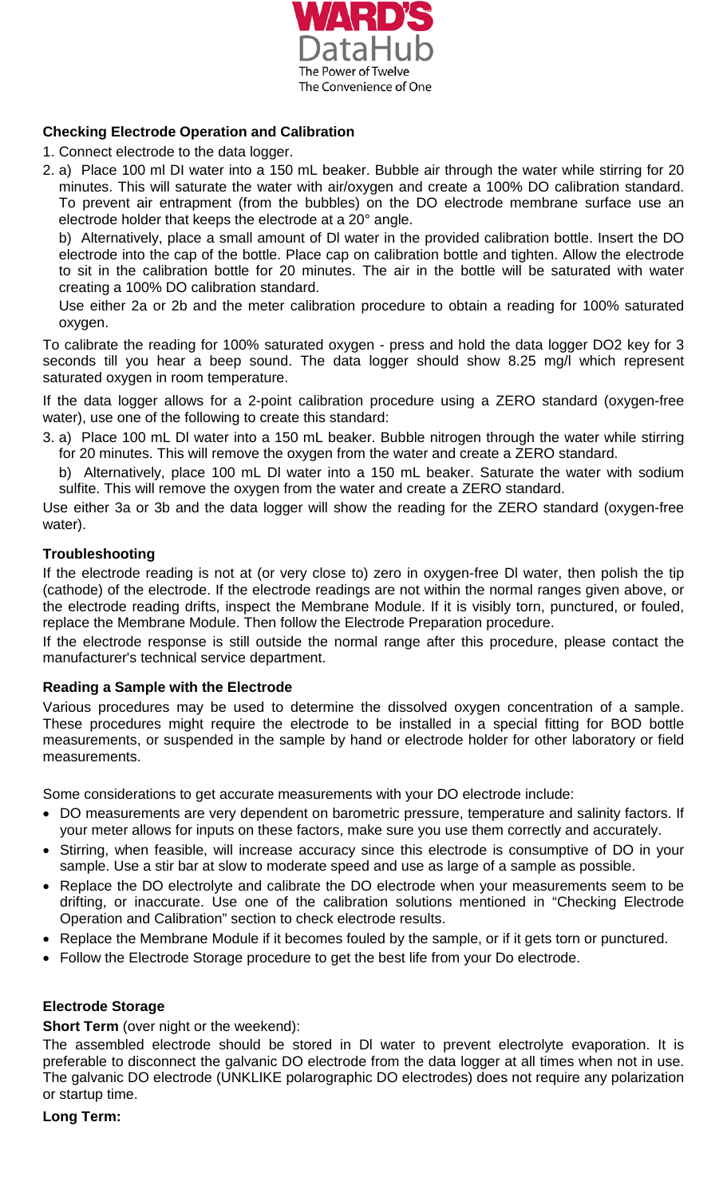## Checking Electrode Operation and Calibration

1. Connect electrode to the data logger.
2. a) Place 100 ml DI water into a 150 mL beaker. Bubble air through the water while stirring for 20 minutes. This will saturate the water with air/oxygen and create a 100% DO calibration standard. To prevent air entrapment (from the bubbles) on the DO electrode membrane surface use an electrode holder that keeps the electrode at a 20° angle.

   b) Alternatively, place a small amount of Dl water in the provided calibration bottle. Insert the DO electrode into the cap of the bottle. Place cap on calibration bottle and tighten. Allow the electrode to sit in the calibration bottle for 20 minutes. The air in the bottle will be saturated with water creating a 100% DO calibration standard.

   Use either 2a or 2b and the meter calibration procedure to obtain a reading for 100% saturated oxygen.

To calibrate the reading for 100% saturated oxygen - press and hold the data logger DO2 key for 3 seconds till you hear a beep sound. The data logger should show 8.25 mg/l which represent saturated oxygen in room temperature.

If the data logger allows for a 2-point calibration procedure using a ZERO standard (oxygen-free water), use one of the following to create this standard:

3. a) Place 100 mL Dl water into a 150 mL beaker. Bubble nitrogen through the water while stirring for 20 minutes. This will remove the oxygen from the water and create a ZERO standard.

   b) Alternatively, place 100 mL Dl water into a 150 mL beaker. Saturate the water with sodium sulfite. This will remove the oxygen from the water and create a ZERO standard.

Use either 3a or 3b and the data logger will show the reading for the ZERO standard (oxygen-free water).

## Troubleshooting

If the electrode reading is not at (or very close to) zero in oxygen-free Dl water, then polish the tip (cathode) of the electrode. If the electrode readings are not within the normal ranges given above, or the electrode reading drifts, inspect the Membrane Module. If it is visibly torn, punctured, or fouled, replace the Membrane Module. Then follow the Electrode Preparation procedure.

If the electrode response is still outside the normal range after this procedure, please contact the manufacturer's technical service department.

## Reading a Sample with the Electrode

Various procedures may be used to determine the dissolved oxygen concentration of a sample. These procedures might require the electrode to be installed in a special fitting for BOD bottle measurements, or suspended in the sample by hand or electrode holder for other laboratory or field measurements.

Some considerations to get accurate measurements with your DO electrode include:

- DO measurements are very dependent on barometric pressure, temperature and salinity factors. If your meter allows for inputs on these factors, make sure you use them correctly and accurately.
- Stirring, when feasible, will increase accuracy since this electrode is consumptive of DO in your sample. Use a stir bar at slow to moderate speed and use as large of a sample as possible.
- Replace the DO electrolyte and calibrate the DO electrode when your measurements seem to be drifting, or inaccurate. Use one of the calibration solutions mentioned in "Checking Electrode Operation and Calibration" section to check electrode results.
- Replace the Membrane Module if it becomes fouled by the sample, or if it gets torn or punctured.
- Follow the Electrode Storage procedure to get the best life from your Do electrode.

## Electrode Storage

**Short Term** (over night or the weekend):

The assembled electrode should be stored in Dl water to prevent electrolyte evaporation. It is preferable to disconnect the galvanic DO electrode from the data logger at all times when not in use. The galvanic DO electrode (UNKLIKE polarographic DO electrodes) does not require any polarization or startup time.

**Long Term:**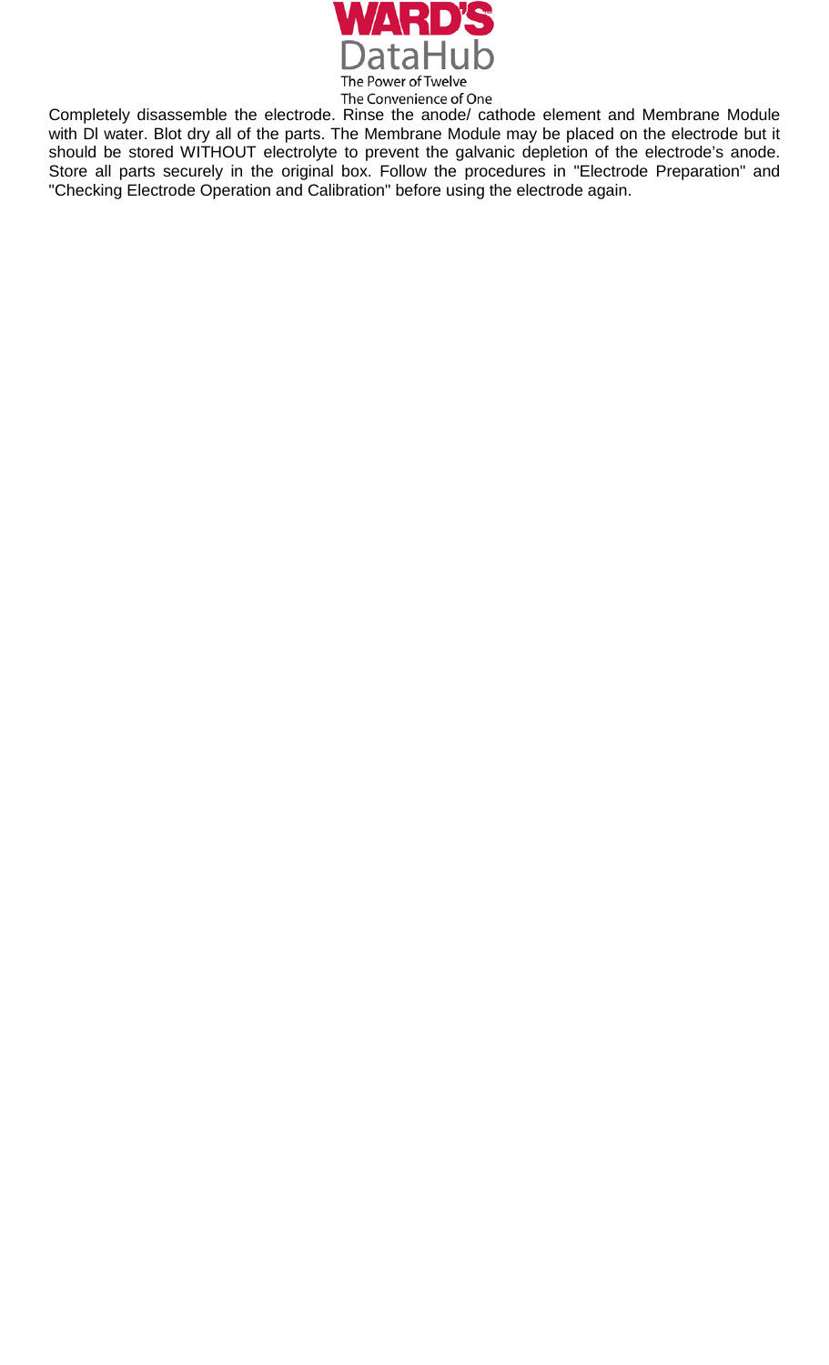Completely disassemble the electrode. Rinse the anode/ cathode element and Membrane Module with Dl water. Blot dry all of the parts. The Membrane Module may be placed on the electrode but it should be stored WITHOUT electrolyte to prevent the galvanic depletion of the electrode's anode. Store all parts securely in the original box. Follow the procedures in "Electrode Preparation" and "Checking Electrode Operation and Calibration" before using the electrode again.